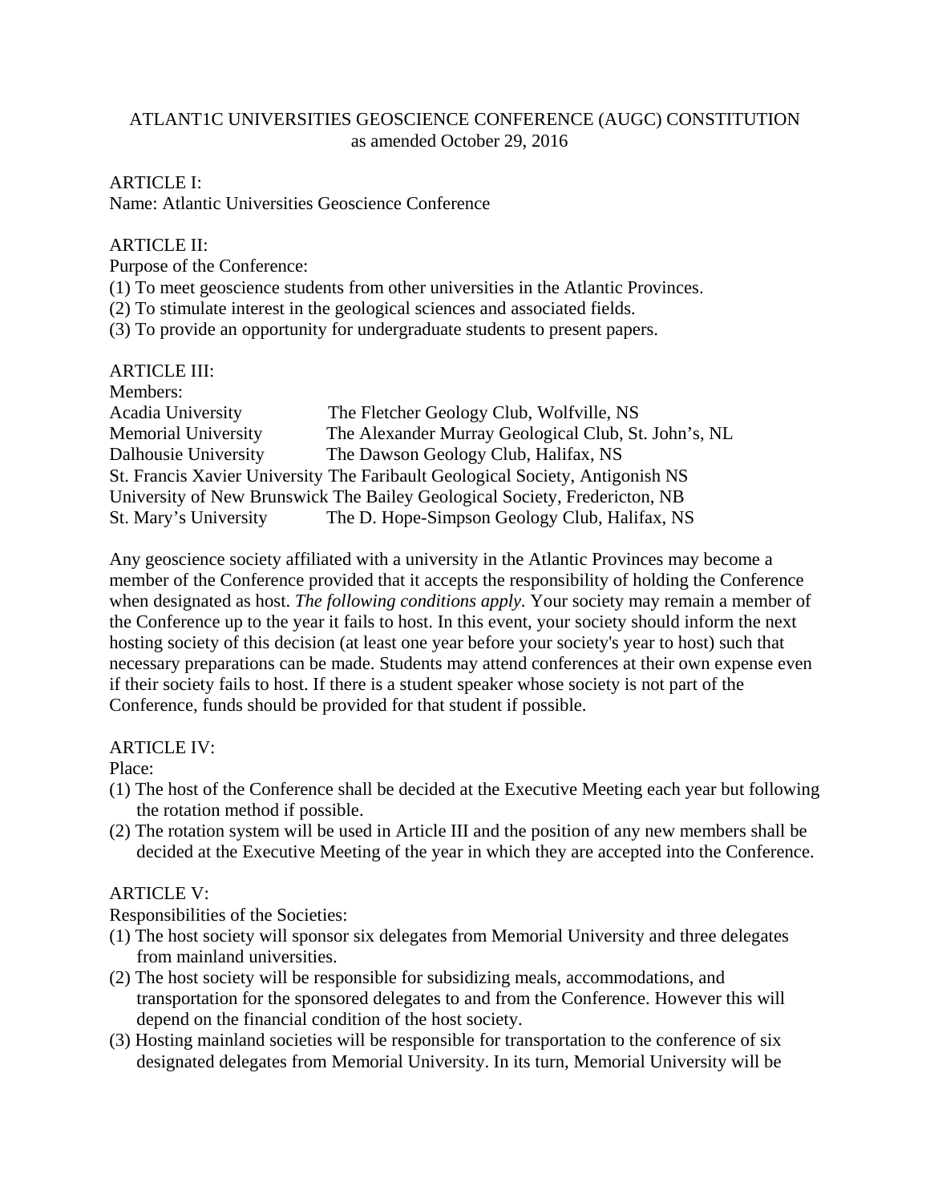# ATLANT1C UNIVERSITIES GEOSCIENCE CONFERENCE (AUGC) CONSTITUTION

as amended October 29, 2016

## ARTICLE I:

Name: Atlantic Universities Geoscience Conference

## ARTICLE II:

Purpose of the Conference:

(1) To meet geoscience students from other universities in the Atlantic Provinces.
(2) To stimulate interest in the geological sciences and associated fields.
(3) To provide an opportunity for undergraduate students to present papers.

## ARTICLE III:

Members:

| | |
|---|---|
| Acadia University | The Fletcher Geology Club, Wolfville, NS |
| Memorial University | The Alexander Murray Geological Club, St. John's, NL |
| Dalhousie University | The Dawson Geology Club, Halifax, NS |
| St. Francis Xavier University | The Faribault Geological Society, Antigonish NS |
| University of New Brunswick | The Bailey Geological Society, Fredericton, NB |
| St. Mary's University | The D. Hope-Simpson Geology Club, Halifax, NS |

Any geoscience society affiliated with a university in the Atlantic Provinces may become a member of the Conference provided that it accepts the responsibility of holding the Conference when designated as host. *The following conditions apply.* Your society may remain a member of the Conference up to the year it fails to host. In this event, your society should inform the next hosting society of this decision (at least one year before your society's year to host) such that necessary preparations can be made. Students may attend conferences at their own expense even if their society fails to host. If there is a student speaker whose society is not part of the Conference, funds should be provided for that student if possible.

## ARTICLE IV:

Place:

(1) The host of the Conference shall be decided at the Executive Meeting each year but following the rotation method if possible.
(2) The rotation system will be used in Article III and the position of any new members shall be decided at the Executive Meeting of the year in which they are accepted into the Conference.

## ARTICLE V:

Responsibilities of the Societies:

(1) The host society will sponsor six delegates from Memorial University and three delegates from mainland universities.
(2) The host society will be responsible for subsidizing meals, accommodations, and transportation for the sponsored delegates to and from the Conference. However this will depend on the financial condition of the host society.
(3) Hosting mainland societies will be responsible for transportation to the conference of six designated delegates from Memorial University. In its turn, Memorial University will be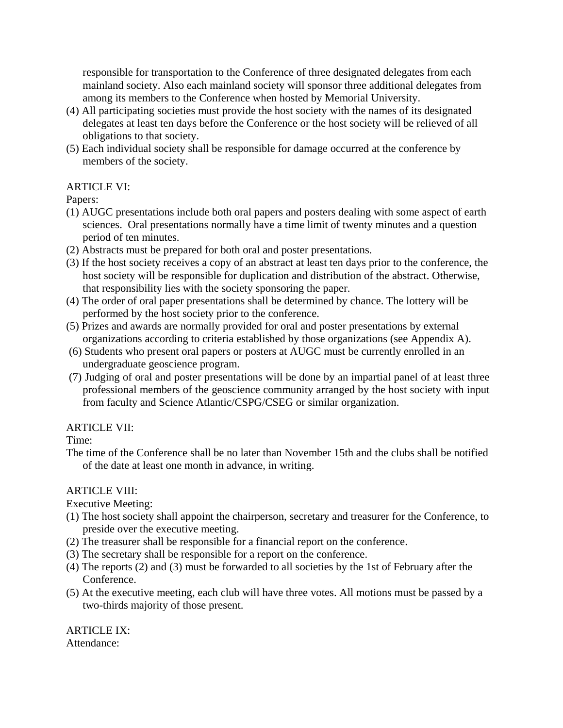responsible for transportation to the Conference of three designated delegates from each mainland society. Also each mainland society will sponsor three additional delegates from among its members to the Conference when hosted by Memorial University.

(4) All participating societies must provide the host society with the names of its designated delegates at least ten days before the Conference or the host society will be relieved of all obligations to that society.

(5) Each individual society shall be responsible for damage occurred at the conference by members of the society.

ARTICLE VI:

Papers:

(1) AUGC presentations include both oral papers and posters dealing with some aspect of earth sciences. Oral presentations normally have a time limit of twenty minutes and a question period of ten minutes.

(2) Abstracts must be prepared for both oral and poster presentations.

(3) If the host society receives a copy of an abstract at least ten days prior to the conference, the host society will be responsible for duplication and distribution of the abstract. Otherwise, that responsibility lies with the society sponsoring the paper.

(4) The order of oral paper presentations shall be determined by chance. The lottery will be performed by the host society prior to the conference.

(5) Prizes and awards are normally provided for oral and poster presentations by external organizations according to criteria established by those organizations (see Appendix A).

(6) Students who present oral papers or posters at AUGC must be currently enrolled in an undergraduate geoscience program.

(7) Judging of oral and poster presentations will be done by an impartial panel of at least three professional members of the geoscience community arranged by the host society with input from faculty and Science Atlantic/CSPG/CSEG or similar organization.

ARTICLE VII:

Time:

The time of the Conference shall be no later than November 15th and the clubs shall be notified of the date at least one month in advance, in writing.

ARTICLE VIII:

Executive Meeting:

(1) The host society shall appoint the chairperson, secretary and treasurer for the Conference, to preside over the executive meeting.

(2) The treasurer shall be responsible for a financial report on the conference.

(3) The secretary shall be responsible for a report on the conference.

(4) The reports (2) and (3) must be forwarded to all societies by the 1st of February after the Conference.

(5) At the executive meeting, each club will have three votes. All motions must be passed by a two-thirds majority of those present.

ARTICLE IX:

Attendance: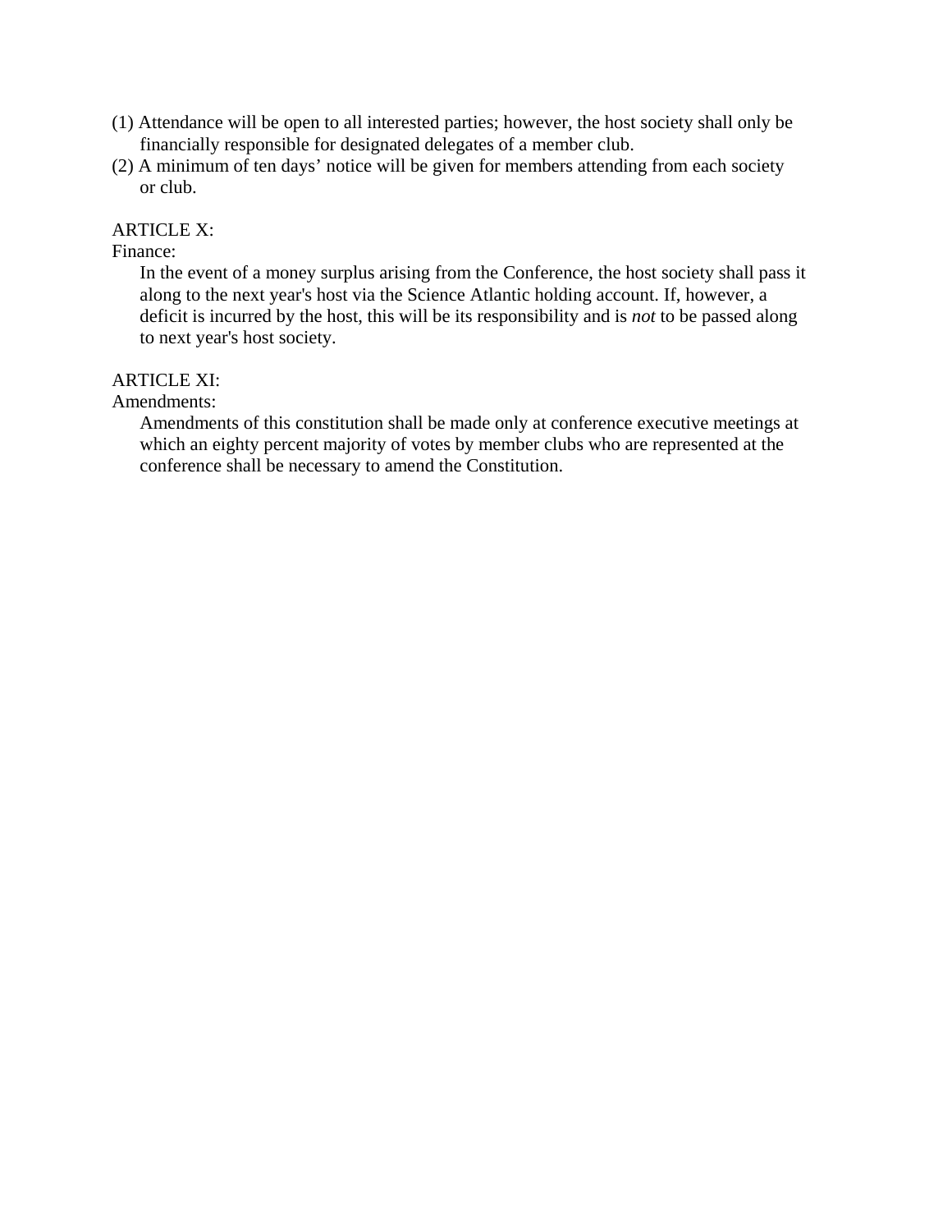(1) Attendance will be open to all interested parties; however, the host society shall only be financially responsible for designated delegates of a member club.

(2) A minimum of ten days' notice will be given for members attending from each society or club.

ARTICLE X:

Finance:

In the event of a money surplus arising from the Conference, the host society shall pass it along to the next year's host via the Science Atlantic holding account. If, however, a deficit is incurred by the host, this will be its responsibility and is *not* to be passed along to next year's host society.

ARTICLE XI:

Amendments:

Amendments of this constitution shall be made only at conference executive meetings at which an eighty percent majority of votes by member clubs who are represented at the conference shall be necessary to amend the Constitution.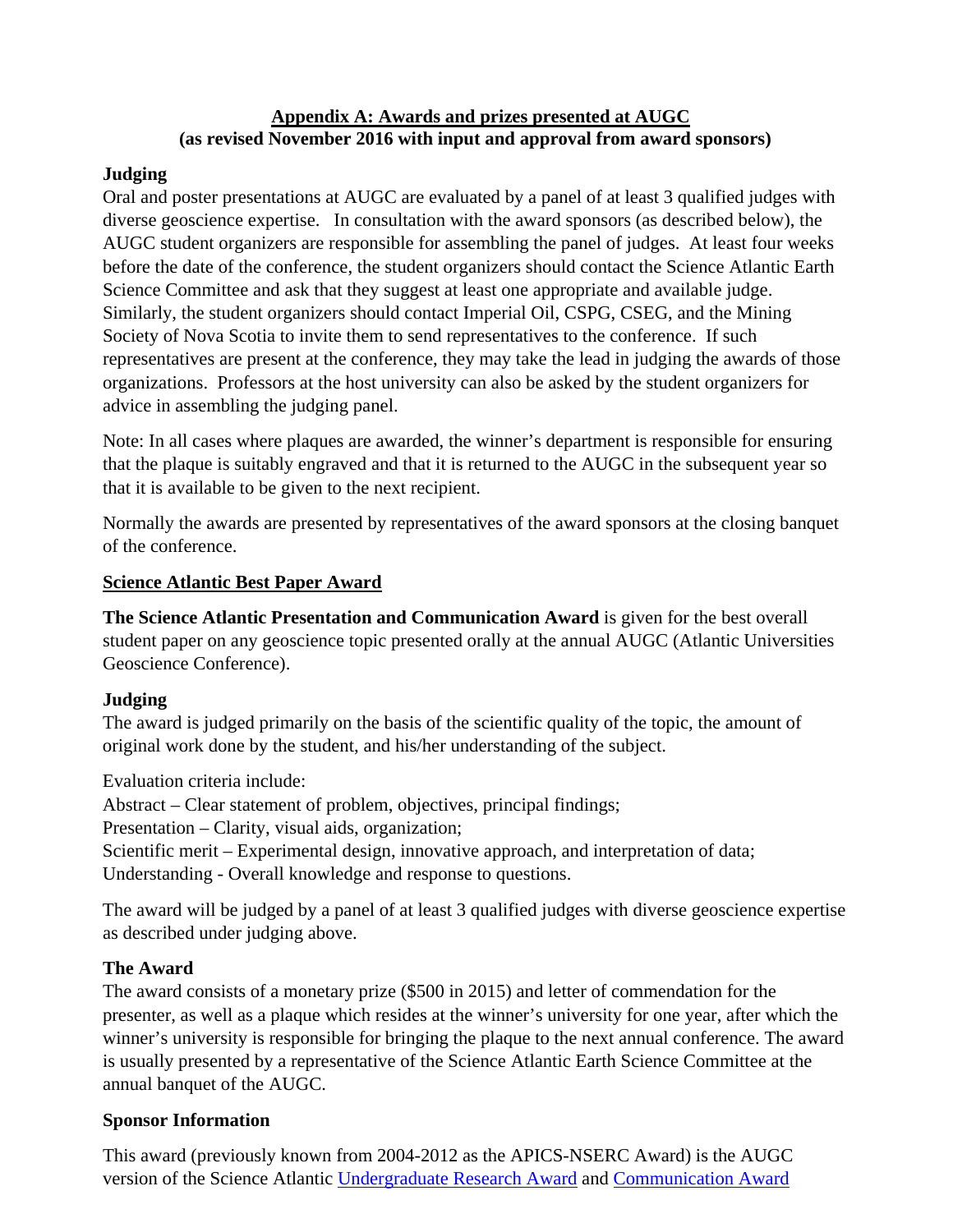## Appendix A: Awards and prizes presented at AUGC
**(as revised November 2016 with input and approval from award sponsors)**

### Judging

Oral and poster presentations at AUGC are evaluated by a panel of at least 3 qualified judges with diverse geoscience expertise. In consultation with the award sponsors (as described below), the AUGC student organizers are responsible for assembling the panel of judges. At least four weeks before the date of the conference, the student organizers should contact the Science Atlantic Earth Science Committee and ask that they suggest at least one appropriate and available judge. Similarly, the student organizers should contact Imperial Oil, CSPG, CSEG, and the Mining Society of Nova Scotia to invite them to send representatives to the conference. If such representatives are present at the conference, they may take the lead in judging the awards of those organizations. Professors at the host university can also be asked by the student organizers for advice in assembling the judging panel.

Note: In all cases where plaques are awarded, the winner's department is responsible for ensuring that the plaque is suitably engraved and that it is returned to the AUGC in the subsequent year so that it is available to be given to the next recipient.

Normally the awards are presented by representatives of the award sponsors at the closing banquet of the conference.

## Science Atlantic Best Paper Award

**The Science Atlantic Presentation and Communication Award** is given for the best overall student paper on any geoscience topic presented orally at the annual AUGC (Atlantic Universities Geoscience Conference).

### Judging

The award is judged primarily on the basis of the scientific quality of the topic, the amount of original work done by the student, and his/her understanding of the subject.

Evaluation criteria include:
Abstract – Clear statement of problem, objectives, principal findings;
Presentation – Clarity, visual aids, organization;
Scientific merit – Experimental design, innovative approach, and interpretation of data;
Understanding - Overall knowledge and response to questions.

The award will be judged by a panel of at least 3 qualified judges with diverse geoscience expertise as described under judging above.

### The Award

The award consists of a monetary prize ($500 in 2015) and letter of commendation for the presenter, as well as a plaque which resides at the winner's university for one year, after which the winner's university is responsible for bringing the plaque to the next annual conference. The award is usually presented by a representative of the Science Atlantic Earth Science Committee at the annual banquet of the AUGC.

### Sponsor Information

This award (previously known from 2004-2012 as the APICS-NSERC Award) is the AUGC version of the Science Atlantic Undergraduate Research Award and Communication Award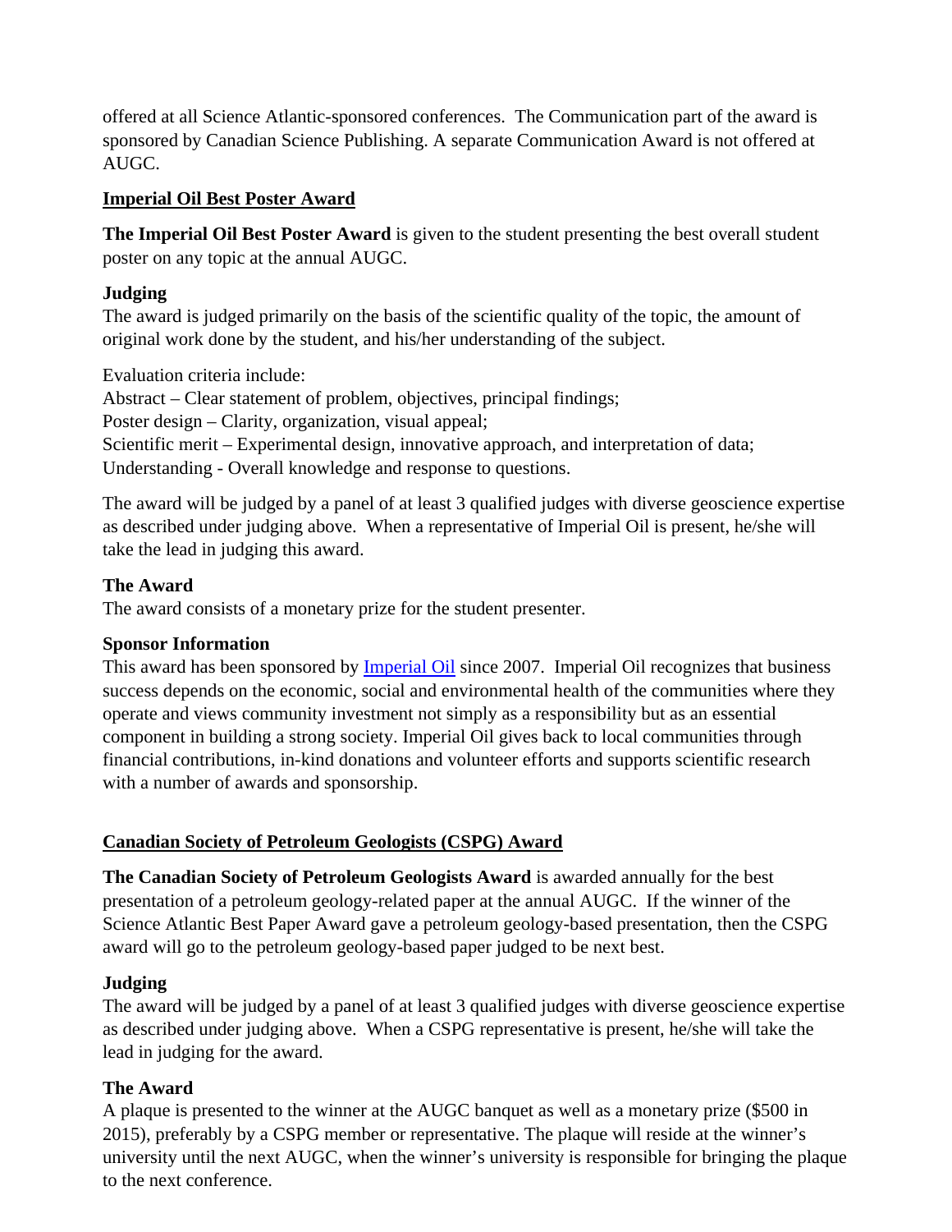offered at all Science Atlantic-sponsored conferences. The Communication part of the award is sponsored by Canadian Science Publishing. A separate Communication Award is not offered at AUGC.

## Imperial Oil Best Poster Award

**The Imperial Oil Best Poster Award** is given to the student presenting the best overall student poster on any topic at the annual AUGC.

### Judging

The award is judged primarily on the basis of the scientific quality of the topic, the amount of original work done by the student, and his/her understanding of the subject.

Evaluation criteria include:
Abstract – Clear statement of problem, objectives, principal findings;
Poster design – Clarity, organization, visual appeal;
Scientific merit – Experimental design, innovative approach, and interpretation of data;
Understanding - Overall knowledge and response to questions.

The award will be judged by a panel of at least 3 qualified judges with diverse geoscience expertise as described under judging above. When a representative of Imperial Oil is present, he/she will take the lead in judging this award.

### The Award

The award consists of a monetary prize for the student presenter.

### Sponsor Information

This award has been sponsored by Imperial Oil since 2007. Imperial Oil recognizes that business success depends on the economic, social and environmental health of the communities where they operate and views community investment not simply as a responsibility but as an essential component in building a strong society. Imperial Oil gives back to local communities through financial contributions, in-kind donations and volunteer efforts and supports scientific research with a number of awards and sponsorship.

## Canadian Society of Petroleum Geologists (CSPG) Award

**The Canadian Society of Petroleum Geologists Award** is awarded annually for the best presentation of a petroleum geology-related paper at the annual AUGC. If the winner of the Science Atlantic Best Paper Award gave a petroleum geology-based presentation, then the CSPG award will go to the petroleum geology-based paper judged to be next best.

### Judging

The award will be judged by a panel of at least 3 qualified judges with diverse geoscience expertise as described under judging above. When a CSPG representative is present, he/she will take the lead in judging for the award.

### The Award

A plaque is presented to the winner at the AUGC banquet as well as a monetary prize ($500 in 2015), preferably by a CSPG member or representative. The plaque will reside at the winner's university until the next AUGC, when the winner's university is responsible for bringing the plaque to the next conference.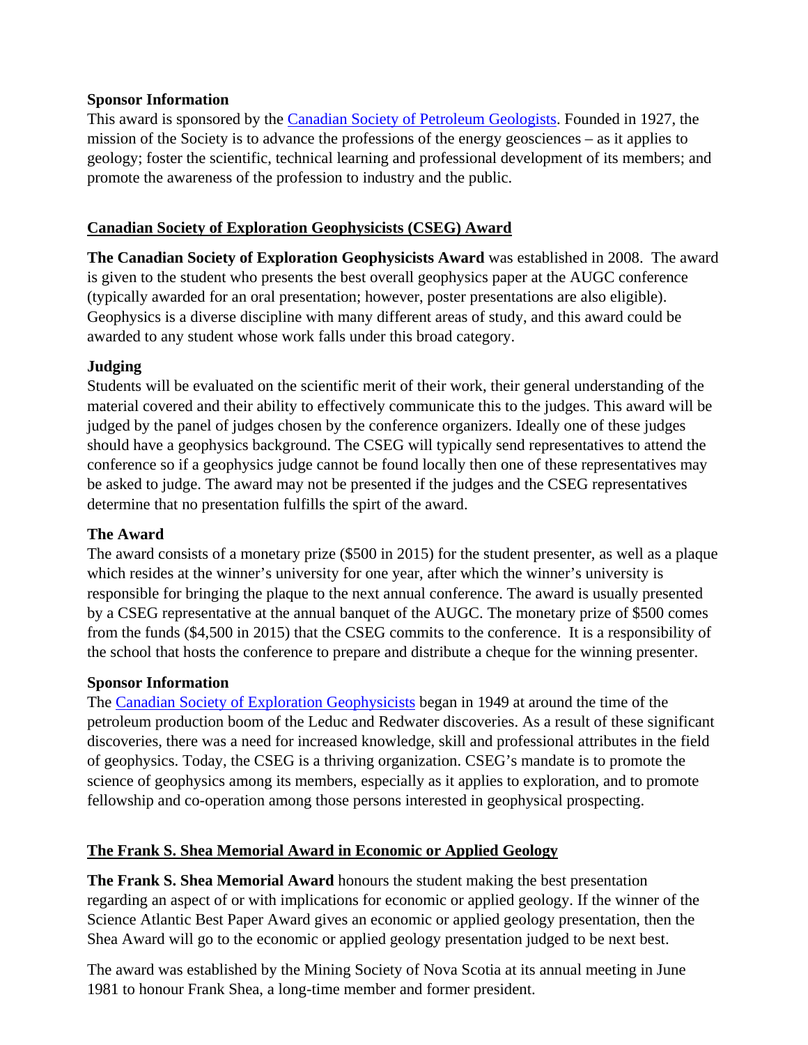**Sponsor Information**

This award is sponsored by the Canadian Society of Petroleum Geologists. Founded in 1927, the mission of the Society is to advance the professions of the energy geosciences – as it applies to geology; foster the scientific, technical learning and professional development of its members; and promote the awareness of the profession to industry and the public.

## Canadian Society of Exploration Geophysicists (CSEG) Award

**The Canadian Society of Exploration Geophysicists Award** was established in 2008. The award is given to the student who presents the best overall geophysics paper at the AUGC conference (typically awarded for an oral presentation; however, poster presentations are also eligible). Geophysics is a diverse discipline with many different areas of study, and this award could be awarded to any student whose work falls under this broad category.

**Judging**

Students will be evaluated on the scientific merit of their work, their general understanding of the material covered and their ability to effectively communicate this to the judges. This award will be judged by the panel of judges chosen by the conference organizers. Ideally one of these judges should have a geophysics background. The CSEG will typically send representatives to attend the conference so if a geophysics judge cannot be found locally then one of these representatives may be asked to judge. The award may not be presented if the judges and the CSEG representatives determine that no presentation fulfills the spirt of the award.

**The Award**

The award consists of a monetary prize ($500 in 2015) for the student presenter, as well as a plaque which resides at the winner's university for one year, after which the winner's university is responsible for bringing the plaque to the next annual conference. The award is usually presented by a CSEG representative at the annual banquet of the AUGC. The monetary prize of $500 comes from the funds ($4,500 in 2015) that the CSEG commits to the conference. It is a responsibility of the school that hosts the conference to prepare and distribute a cheque for the winning presenter.

**Sponsor Information**

The Canadian Society of Exploration Geophysicists began in 1949 at around the time of the petroleum production boom of the Leduc and Redwater discoveries. As a result of these significant discoveries, there was a need for increased knowledge, skill and professional attributes in the field of geophysics. Today, the CSEG is a thriving organization. CSEG's mandate is to promote the science of geophysics among its members, especially as it applies to exploration, and to promote fellowship and co-operation among those persons interested in geophysical prospecting.

## The Frank S. Shea Memorial Award in Economic or Applied Geology

**The Frank S. Shea Memorial Award** honours the student making the best presentation regarding an aspect of or with implications for economic or applied geology. If the winner of the Science Atlantic Best Paper Award gives an economic or applied geology presentation, then the Shea Award will go to the economic or applied geology presentation judged to be next best.

The award was established by the Mining Society of Nova Scotia at its annual meeting in June 1981 to honour Frank Shea, a long-time member and former president.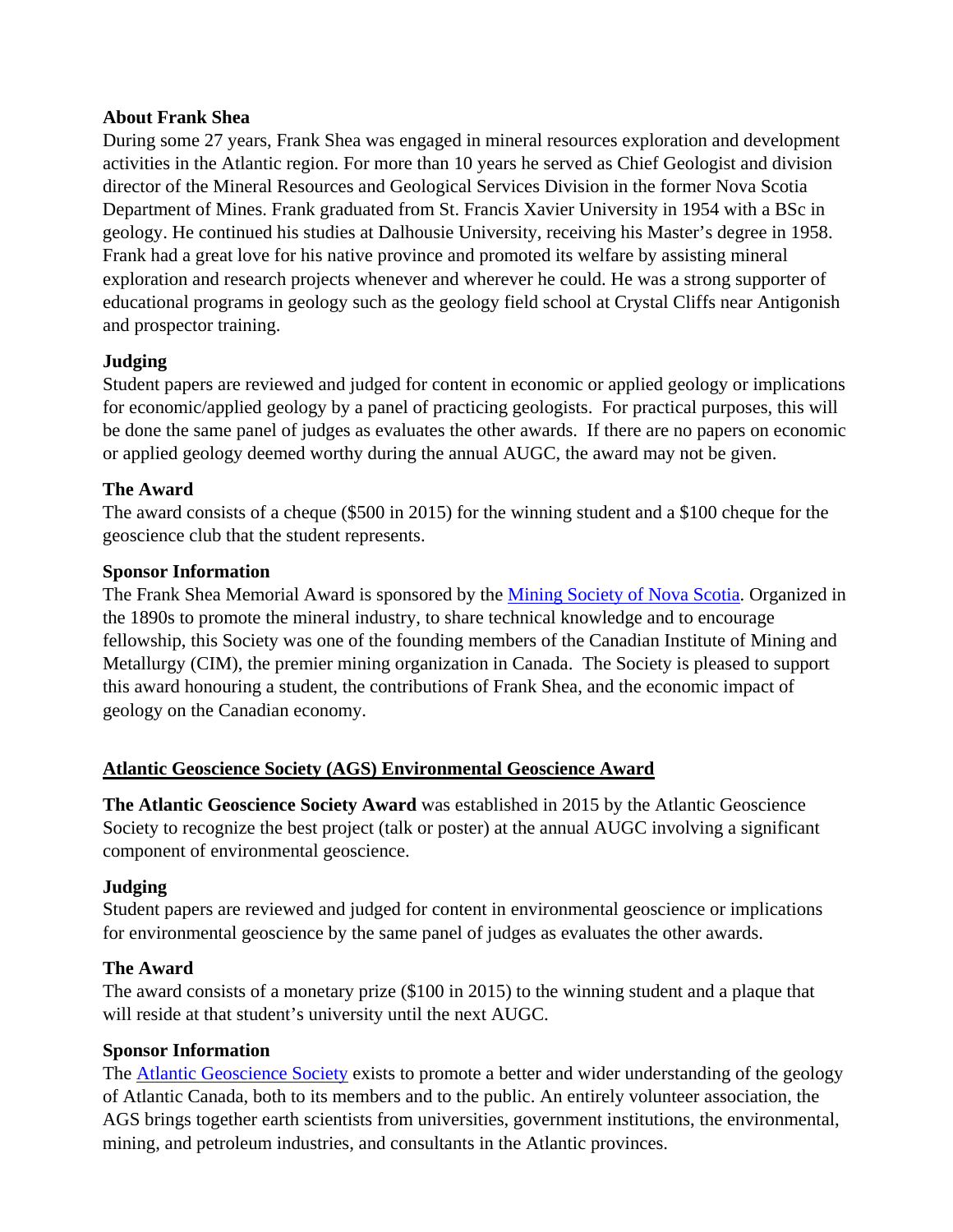### About Frank Shea

During some 27 years, Frank Shea was engaged in mineral resources exploration and development activities in the Atlantic region. For more than 10 years he served as Chief Geologist and division director of the Mineral Resources and Geological Services Division in the former Nova Scotia Department of Mines. Frank graduated from St. Francis Xavier University in 1954 with a BSc in geology. He continued his studies at Dalhousie University, receiving his Master's degree in 1958. Frank had a great love for his native province and promoted its welfare by assisting mineral exploration and research projects whenever and wherever he could. He was a strong supporter of educational programs in geology such as the geology field school at Crystal Cliffs near Antigonish and prospector training.

### Judging

Student papers are reviewed and judged for content in economic or applied geology or implications for economic/applied geology by a panel of practicing geologists. For practical purposes, this will be done the same panel of judges as evaluates the other awards. If there are no papers on economic or applied geology deemed worthy during the annual AUGC, the award may not be given.

### The Award

The award consists of a cheque ($500 in 2015) for the winning student and a $100 cheque for the geoscience club that the student represents.

### Sponsor Information

The Frank Shea Memorial Award is sponsored by the Mining Society of Nova Scotia. Organized in the 1890s to promote the mineral industry, to share technical knowledge and to encourage fellowship, this Society was one of the founding members of the Canadian Institute of Mining and Metallurgy (CIM), the premier mining organization in Canada. The Society is pleased to support this award honouring a student, the contributions of Frank Shea, and the economic impact of geology on the Canadian economy.

## Atlantic Geoscience Society (AGS) Environmental Geoscience Award

**The Atlantic Geoscience Society Award** was established in 2015 by the Atlantic Geoscience Society to recognize the best project (talk or poster) at the annual AUGC involving a significant component of environmental geoscience.

### Judging

Student papers are reviewed and judged for content in environmental geoscience or implications for environmental geoscience by the same panel of judges as evaluates the other awards.

### The Award

The award consists of a monetary prize ($100 in 2015) to the winning student and a plaque that will reside at that student's university until the next AUGC.

### Sponsor Information

The Atlantic Geoscience Society exists to promote a better and wider understanding of the geology of Atlantic Canada, both to its members and to the public. An entirely volunteer association, the AGS brings together earth scientists from universities, government institutions, the environmental, mining, and petroleum industries, and consultants in the Atlantic provinces.